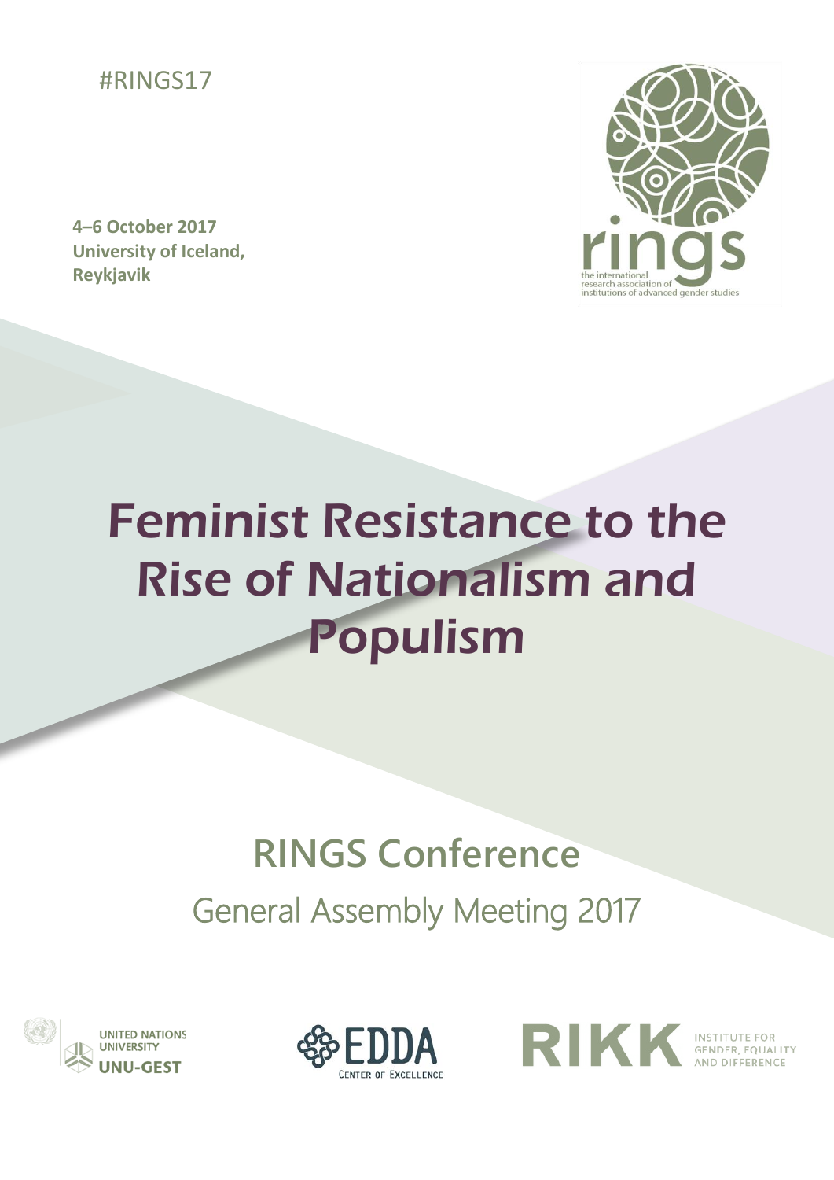#RINGS17

**4–6 October 2017**
**University of Iceland,**
**Reykjavik**

rings
the international research association of institutions of advanced gender studies

# Feminist Resistance to the Rise of Nationalism and Populism

## RINGS Conference

General Assembly Meeting 2017

UNITED NATIONS UNIVERSITY UNU-GEST

EDDA CENTER OF EXCELLENCE

RIKK INSTITUTE FOR GENDER, EQUALITY AND DIFFERENCE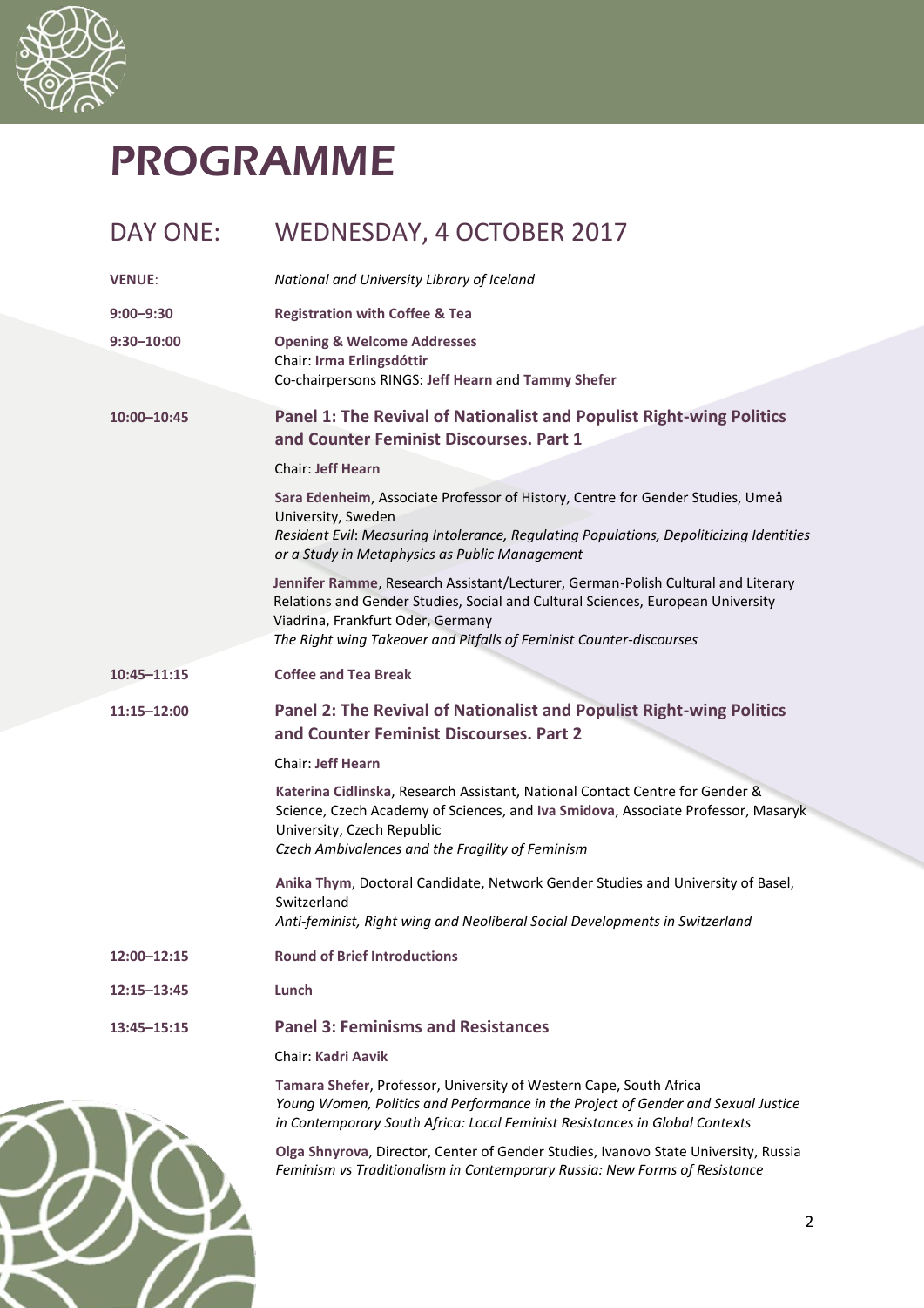# PROGRAMME

## DAY ONE: WEDNESDAY, 4 OCTOBER 2017

**VENUE**: *National and University Library of Iceland*

**9:00–9:30** **Registration with Coffee & Tea**

**9:30–10:00** **Opening & Welcome Addresses**
Chair: **Irma Erlingsdóttir**
Co-chairpersons RINGS: **Jeff Hearn** and **Tammy Shefer**

**10:00–10:45** **Panel 1: The Revival of Nationalist and Populist Right-wing Politics and Counter Feminist Discourses. Part 1**

Chair: **Jeff Hearn**

**Sara Edenheim**, Associate Professor of History, Centre for Gender Studies, Umeå University, Sweden
*Resident Evil: Measuring Intolerance, Regulating Populations, Depoliticizing Identities or a Study in Metaphysics as Public Management*

**Jennifer Ramme**, Research Assistant/Lecturer, German-Polish Cultural and Literary Relations and Gender Studies, Social and Cultural Sciences, European University Viadrina, Frankfurt Oder, Germany
*The Right wing Takeover and Pitfalls of Feminist Counter-discourses*

**10:45–11:15** **Coffee and Tea Break**

**11:15–12:00** **Panel 2: The Revival of Nationalist and Populist Right-wing Politics and Counter Feminist Discourses. Part 2**

Chair: **Jeff Hearn**

**Katerina Cidlinska**, Research Assistant, National Contact Centre for Gender & Science, Czech Academy of Sciences, and **Iva Smidova**, Associate Professor, Masaryk University, Czech Republic
*Czech Ambivalences and the Fragility of Feminism*

**Anika Thym**, Doctoral Candidate, Network Gender Studies and University of Basel, Switzerland
*Anti-feminist, Right wing and Neoliberal Social Developments in Switzerland*

**12:00–12:15** **Round of Brief Introductions**

**12:15–13:45** **Lunch**

**13:45–15:15** **Panel 3: Feminisms and Resistances**

Chair: **Kadri Aavik**

**Tamara Shefer**, Professor, University of Western Cape, South Africa
*Young Women, Politics and Performance in the Project of Gender and Sexual Justice in Contemporary South Africa: Local Feminist Resistances in Global Contexts*

**Olga Shnyrova**, Director, Center of Gender Studies, Ivanovo State University, Russia
*Feminism vs Traditionalism in Contemporary Russia: New Forms of Resistance*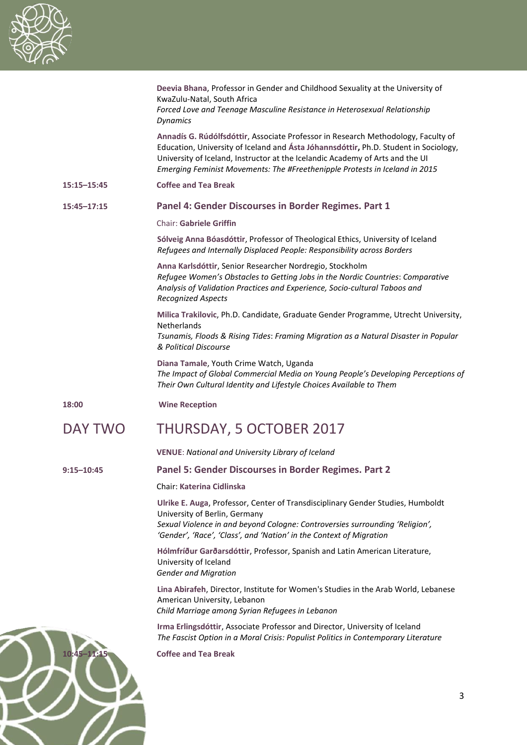**Deevia Bhana**, Professor in Gender and Childhood Sexuality at the University of KwaZulu-Natal, South Africa
*Forced Love and Teenage Masculine Resistance in Heterosexual Relationship Dynamics*

**Annadís G. Rúdólfsdóttir**, Associate Professor in Research Methodology, Faculty of Education, University of Iceland and **Ásta Jóhannsdóttir,** Ph.D. Student in Sociology, University of Iceland, Instructor at the Icelandic Academy of Arts and the UI
*Emerging Feminist Movements: The #Freethenipple Protests in Iceland in 2015*

**15:15–15:45** **Coffee and Tea Break**

**15:45–17:15** **Panel 4: Gender Discourses in Border Regimes. Part 1**

Chair: **Gabriele Griffin**

**Sólveig Anna Bóasdóttir**, Professor of Theological Ethics, University of Iceland
*Refugees and Internally Displaced People: Responsibility across Borders*

**Anna Karlsdóttir**, Senior Researcher Nordregio, Stockholm
*Refugee Women's Obstacles to Getting Jobs in the Nordic Countries*: *Comparative Analysis of Validation Practices and Experience, Socio-cultural Taboos and Recognized Aspects*

**Milica Trakilovic**, Ph.D. Candidate, Graduate Gender Programme, Utrecht University, Netherlands
*Tsunamis, Floods & Rising Tides*: *Framing Migration as a Natural Disaster in Popular & Political Discourse*

**Diana Tamale**, Youth Crime Watch, Uganda
*The Impact of Global Commercial Media on Young People's Developing Perceptions of Their Own Cultural Identity and Lifestyle Choices Available to Them*

**18:00** **Wine Reception**

# DAY TWO THURSDAY, 5 OCTOBER 2017

**VENUE**: *National and University Library of Iceland*

**9:15–10:45** **Panel 5: Gender Discourses in Border Regimes. Part 2**

Chair: **Katerina Cidlinska**

**Ulrike E. Auga**, Professor, Center of Transdisciplinary Gender Studies, Humboldt University of Berlin, Germany
*Sexual Violence in and beyond Cologne: Controversies surrounding 'Religion', 'Gender', 'Race', 'Class', and 'Nation' in the Context of Migration*

**Hólmfríður Garðarsdóttir**, Professor, Spanish and Latin American Literature, University of Iceland
*Gender and Migration*

**Lina Abirafeh**, Director, Institute for Women's Studies in the Arab World, Lebanese American University, Lebanon
*Child Marriage among Syrian Refugees in Lebanon*

**Irma Erlingsdóttir**, Associate Professor and Director, University of Iceland
*The Fascist Option in a Moral Crisis: Populist Politics in Contemporary Literature*

**10:45–11:15** **Coffee and Tea Break**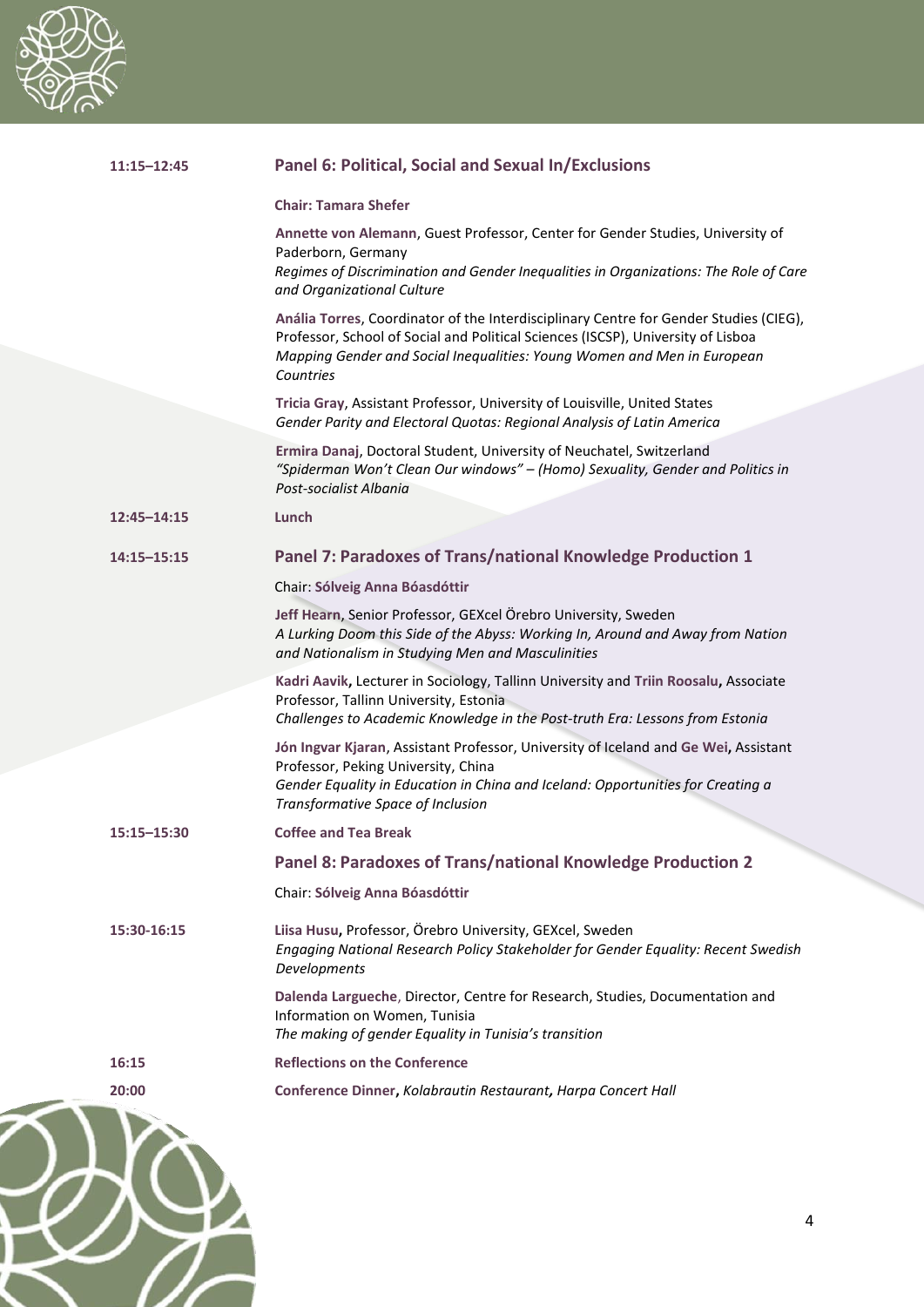**11:15–12:45**

## Panel 6: Political, Social and Sexual In/Exclusions

**Chair: Tamara Shefer**

**Annette von Alemann**, Guest Professor, Center for Gender Studies, University of Paderborn, Germany
*Regimes of Discrimination and Gender Inequalities in Organizations: The Role of Care and Organizational Culture*

**Anália Torres**, Coordinator of the Interdisciplinary Centre for Gender Studies (CIEG), Professor, School of Social and Political Sciences (ISCSP), University of Lisboa
*Mapping Gender and Social Inequalities: Young Women and Men in European Countries*

**Tricia Gray**, Assistant Professor, University of Louisville, United States
*Gender Parity and Electoral Quotas: Regional Analysis of Latin America*

**Ermira Danaj**, Doctoral Student, University of Neuchatel, Switzerland
*"Spiderman Won't Clean Our windows" – (Homo) Sexuality, Gender and Politics in Post-socialist Albania*

**12:45–14:15** **Lunch**

**14:15–15:15**

## Panel 7: Paradoxes of Trans/national Knowledge Production 1

Chair: **Sólveig Anna Bóasdóttir**

**Jeff Hearn**, Senior Professor, GEXcel Örebro University, Sweden
*A Lurking Doom this Side of the Abyss: Working In, Around and Away from Nation and Nationalism in Studying Men and Masculinities*

**Kadri Aavik,** Lecturer in Sociology, Tallinn University and **Triin Roosalu,** Associate Professor, Tallinn University, Estonia
*Challenges to Academic Knowledge in the Post-truth Era: Lessons from Estonia*

**Jón Ingvar Kjaran**, Assistant Professor, University of Iceland and **Ge Wei,** Assistant Professor, Peking University, China
*Gender Equality in Education in China and Iceland: Opportunities for Creating a Transformative Space of Inclusion*

**15:15–15:30** **Coffee and Tea Break**

## Panel 8: Paradoxes of Trans/national Knowledge Production 2

Chair: **Sólveig Anna Bóasdóttir**

**15:30-16:15**

**Liisa Husu,** Professor, Örebro University, GEXcel, Sweden
*Engaging National Research Policy Stakeholder for Gender Equality: Recent Swedish Developments*

**Dalenda Largueche**, Director, Centre for Research, Studies, Documentation and Information on Women, Tunisia
*The making of gender Equality in Tunisia's transition*

**16:15** **Reflections on the Conference**

**20:00** **Conference Dinner,** *Kolabrautin Restaurant, Harpa Concert Hall*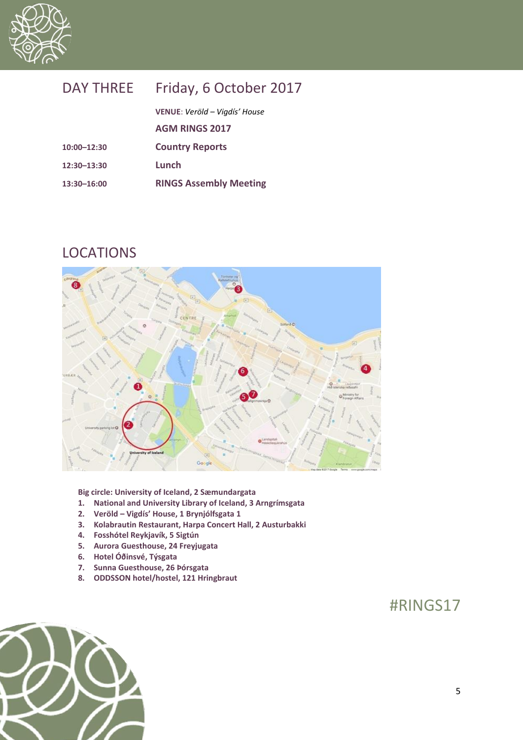## DAY THREE Friday, 6 October 2017

**VENUE**: *Veröld – Vigdís' House*

**AGM RINGS 2017**

| | |
|---|---|
| **10:00–12:30** | **Country Reports** |
| **12:30–13:30** | **Lunch** |
| **13:30–16:00** | **RINGS Assembly Meeting** |

## LOCATIONS

**Big circle: University of Iceland, 2 Sæmundargata**

1. **National and University Library of Iceland, 3 Arngrímsgata**
2. **Veröld – Vigdís' House, 1 Brynjólfsgata 1**
3. **Kolabrautin Restaurant, Harpa Concert Hall, 2 Austurbakki**
4. **Fosshótel Reykjavík, 5 Sigtún**
5. **Aurora Guesthouse, 24 Freyjugata**
6. **Hotel Óðinsvé, Týsgata**
7. **Sunna Guesthouse, 26 Þórsgata**
8. **ODDSSON hotel/hostel, 121 Hringbraut**

#RINGS17